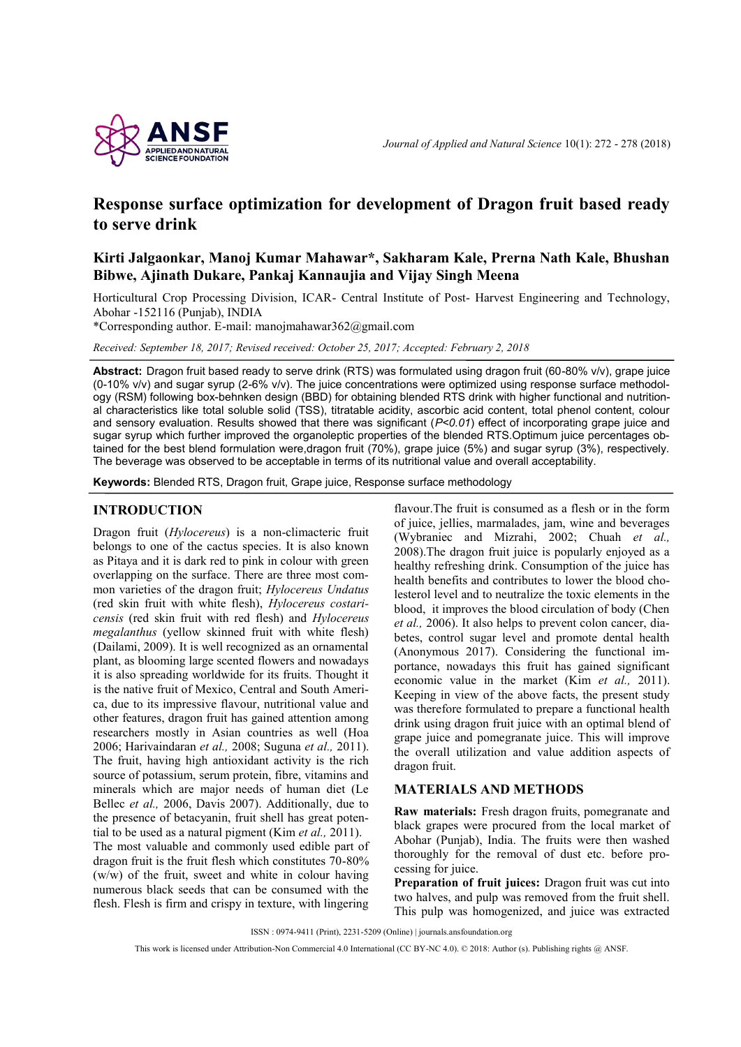# Response surface optimization for development of Dragon fruit based ready to serve drink

**Kirti Jalgaonkar, Manoj Kumar Mahawar*, Sakharam Kale, Prerna Nath Kale, Bhushan Bibwe, Ajinath Dukare, Pankaj Kannaujia and Vijay Singh Meena**

Horticultural Crop Processing Division, ICAR- Central Institute of Post- Harvest Engineering and Technology, Abohar -152116 (Punjab), INDIA

*Corresponding author. E-mail: manojmahawar362@gmail.com

*Received: September 18, 2017; Revised received: October 25, 2017; Accepted: February 2, 2018*

**Abstract:** Dragon fruit based ready to serve drink (RTS) was formulated using dragon fruit (60-80% v/v), grape juice (0-10% v/v) and sugar syrup (2-6% v/v). The juice concentrations were optimized using response surface methodology (RSM) following box-behnken design (BBD) for obtaining blended RTS drink with higher functional and nutritional characteristics like total soluble solid (TSS), titratable acidity, ascorbic acid content, total phenol content, colour and sensory evaluation. Results showed that there was significant (*P<0.01*) effect of incorporating grape juice and sugar syrup which further improved the organoleptic properties of the blended RTS.Optimum juice percentages obtained for the best blend formulation were,dragon fruit (70%), grape juice (5%) and sugar syrup (3%), respectively. The beverage was observed to be acceptable in terms of its nutritional value and overall acceptability.

**Keywords:** Blended RTS, Dragon fruit, Grape juice, Response surface methodology

## INTRODUCTION

Dragon fruit (*Hylocereus*) is a non-climacteric fruit belongs to one of the cactus species. It is also known as Pitaya and it is dark red to pink in colour with green overlapping on the surface. There are three most common varieties of the dragon fruit; *Hylocereus Undatus* (red skin fruit with white flesh), *Hylocereus costaricensis* (red skin fruit with red flesh) and *Hylocereus megalanthus* (yellow skinned fruit with white flesh) (Dailami, 2009). It is well recognized as an ornamental plant, as blooming large scented flowers and nowadays it is also spreading worldwide for its fruits. Thought it is the native fruit of Mexico, Central and South America, due to its impressive flavour, nutritional value and other features, dragon fruit has gained attention among researchers mostly in Asian countries as well (Hoa 2006; Harivaindaran *et al.,* 2008; Suguna *et al.,* 2011). The fruit, having high antioxidant activity is the rich source of potassium, serum protein, fibre, vitamins and minerals which are major needs of human diet (Le Bellec *et al.,* 2006, Davis 2007). Additionally, due to the presence of betacyanin, fruit shell has great potential to be used as a natural pigment (Kim *et al.,* 2011).

The most valuable and commonly used edible part of dragon fruit is the fruit flesh which constitutes 70-80% (w/w) of the fruit, sweet and white in colour having numerous black seeds that can be consumed with the flesh. Flesh is firm and crispy in texture, with lingering flavour.The fruit is consumed as a flesh or in the form of juice, jellies, marmalades, jam, wine and beverages (Wybraniec and Mizrahi, 2002; Chuah *et al.,* 2008).The dragon fruit juice is popularly enjoyed as a healthy refreshing drink. Consumption of the juice has health benefits and contributes to lower the blood cholesterol level and to neutralize the toxic elements in the blood, it improves the blood circulation of body (Chen *et al.,* 2006). It also helps to prevent colon cancer, diabetes, control sugar level and promote dental health (Anonymous 2017). Considering the functional importance, nowadays this fruit has gained significant economic value in the market (Kim *et al.,* 2011). Keeping in view of the above facts, the present study was therefore formulated to prepare a functional health drink using dragon fruit juice with an optimal blend of grape juice and pomegranate juice. This will improve the overall utilization and value addition aspects of dragon fruit.

## MATERIALS AND METHODS

**Raw materials:** Fresh dragon fruits, pomegranate and black grapes were procured from the local market of Abohar (Punjab), India. The fruits were then washed thoroughly for the removal of dust etc. before processing for juice.

**Preparation of fruit juices:** Dragon fruit was cut into two halves, and pulp was removed from the fruit shell. This pulp was homogenized, and juice was extracted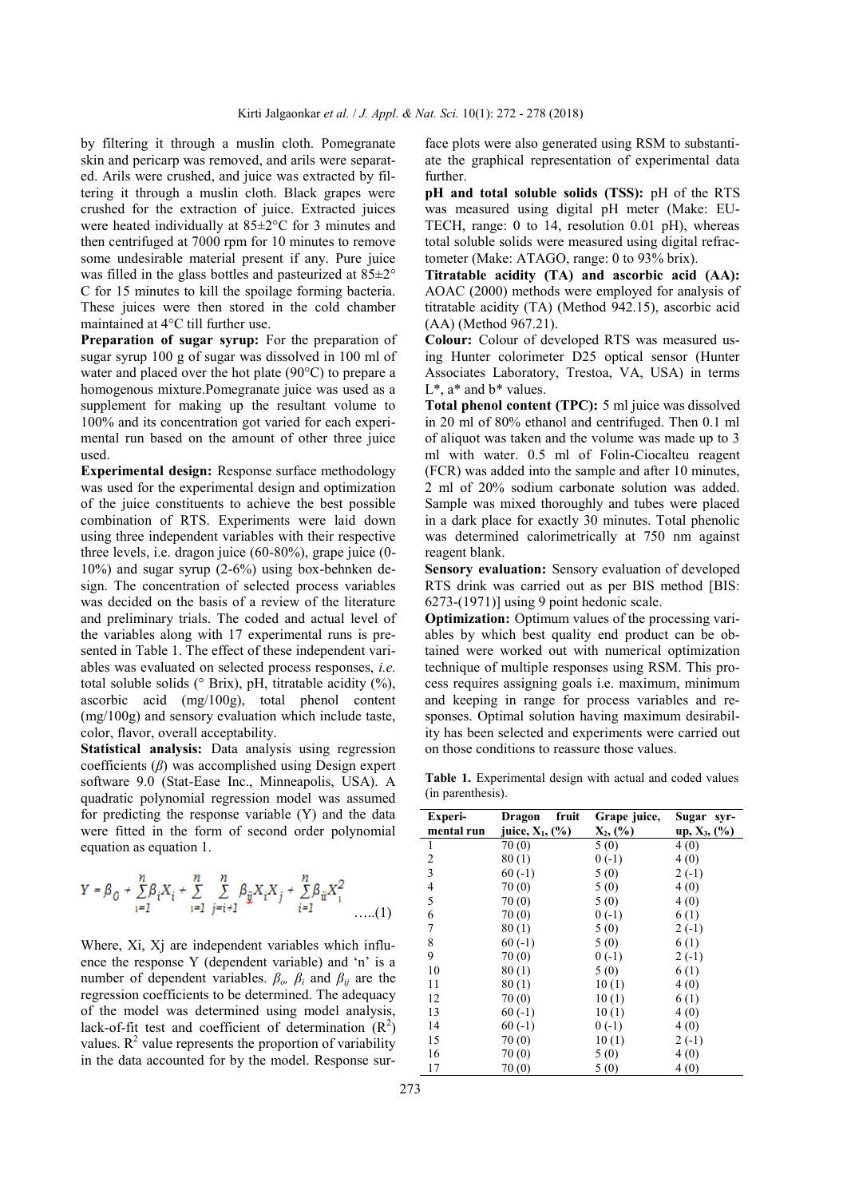by filtering it through a muslin cloth. Pomegranate skin and pericarp was removed, and arils were separated. Arils were crushed, and juice was extracted by filtering it through a muslin cloth. Black grapes were crushed for the extraction of juice. Extracted juices were heated individually at 85±2°C for 3 minutes and then centrifuged at 7000 rpm for 10 minutes to remove some undesirable material present if any. Pure juice was filled in the glass bottles and pasteurized at 85±2° C for 15 minutes to kill the spoilage forming bacteria. These juices were then stored in the cold chamber maintained at 4°C till further use.

**Preparation of sugar syrup:** For the preparation of sugar syrup 100 g of sugar was dissolved in 100 ml of water and placed over the hot plate (90°C) to prepare a homogenous mixture.Pomegranate juice was used as a supplement for making up the resultant volume to 100% and its concentration got varied for each experimental run based on the amount of other three juice used.

**Experimental design:** Response surface methodology was used for the experimental design and optimization of the juice constituents to achieve the best possible combination of RTS. Experiments were laid down using three independent variables with their respective three levels, i.e. dragon juice (60-80%), grape juice (0-10%) and sugar syrup (2-6%) using box-behnken design. The concentration of selected process variables was decided on the basis of a review of the literature and preliminary trials. The coded and actual level of the variables along with 17 experimental runs is presented in Table 1. The effect of these independent variables was evaluated on selected process responses, *i.e.* total soluble solids (° Brix), pH, titratable acidity (%), ascorbic acid (mg/100g), total phenol content (mg/100g) and sensory evaluation which include taste, color, flavor, overall acceptability.

**Statistical analysis:** Data analysis using regression coefficients ($\beta$) was accomplished using Design expert software 9.0 (Stat-Ease Inc., Minneapolis, USA). A quadratic polynomial regression model was assumed for predicting the response variable (Y) and the data were fitted in the form of second order polynomial equation as equation 1.

$$Y = \beta_0 + \sum_{i=1}^{n}\beta_i X_i + \sum_{i=1}^{n}\sum_{j=i+1}^{n}\beta_{ij} X_i X_j + \sum_{i=1}^{n}\beta_{ii} X_i^2 \quad \text{.....(1)}$$

Where, Xi, Xj are independent variables which influence the response Y (dependent variable) and 'n' is a number of dependent variables. $\beta_o$, $\beta_i$ and $\beta_{ij}$ are the regression coefficients to be determined. The adequacy of the model was determined using model analysis, lack-of-fit test and coefficient of determination ($R^2$) values. $R^2$ value represents the proportion of variability in the data accounted for by the model. Response surface plots were also generated using RSM to substantiate the graphical representation of experimental data further.

**pH and total soluble solids (TSS):** pH of the RTS was measured using digital pH meter (Make: EU-TECH, range: 0 to 14, resolution 0.01 pH), whereas total soluble solids were measured using digital refractometer (Make: ATAGO, range: 0 to 93% brix).

**Titratable acidity (TA) and ascorbic acid (AA):** AOAC (2000) methods were employed for analysis of titratable acidity (TA) (Method 942.15), ascorbic acid (AA) (Method 967.21).

**Colour:** Colour of developed RTS was measured using Hunter colorimeter D25 optical sensor (Hunter Associates Laboratory, Trestoa, VA, USA) in terms L\*, a\* and b\* values.

**Total phenol content (TPC):** 5 ml juice was dissolved in 20 ml of 80% ethanol and centrifuged. Then 0.1 ml of aliquot was taken and the volume was made up to 3 ml with water. 0.5 ml of Folin-Ciocalteu reagent (FCR) was added into the sample and after 10 minutes, 2 ml of 20% sodium carbonate solution was added. Sample was mixed thoroughly and tubes were placed in a dark place for exactly 30 minutes. Total phenolic was determined calorimetrically at 750 nm against reagent blank.

**Sensory evaluation:** Sensory evaluation of developed RTS drink was carried out as per BIS method [BIS: 6273-(1971)] using 9 point hedonic scale.

**Optimization:** Optimum values of the processing variables by which best quality end product can be obtained were worked out with numerical optimization technique of multiple responses using RSM. This process requires assigning goals i.e. maximum, minimum and keeping in range for process variables and responses. Optimal solution having maximum desirability has been selected and experiments were carried out on those conditions to reassure those values.

**Table 1.** Experimental design with actual and coded values (in parenthesis).

| Experimental run | Dragon fruit juice, $X_1$, (%) | Grape juice, $X_2$, (%) | Sugar syrup, $X_3$, (%) |
|---|---|---|---|
| 1 | 70 (0) | 5 (0) | 4 (0) |
| 2 | 80 (1) | 0 (-1) | 4 (0) |
| 3 | 60 (-1) | 5 (0) | 2 (-1) |
| 4 | 70 (0) | 5 (0) | 4 (0) |
| 5 | 70 (0) | 5 (0) | 4 (0) |
| 6 | 70 (0) | 0 (-1) | 6 (1) |
| 7 | 80 (1) | 5 (0) | 2 (-1) |
| 8 | 60 (-1) | 5 (0) | 6 (1) |
| 9 | 70 (0) | 0 (-1) | 2 (-1) |
| 10 | 80 (1) | 5 (0) | 6 (1) |
| 11 | 80 (1) | 10 (1) | 4 (0) |
| 12 | 70 (0) | 10 (1) | 6 (1) |
| 13 | 60 (-1) | 10 (1) | 4 (0) |
| 14 | 60 (-1) | 0 (-1) | 4 (0) |
| 15 | 70 (0) | 10 (1) | 2 (-1) |
| 16 | 70 (0) | 5 (0) | 4 (0) |
| 17 | 70 (0) | 5 (0) | 4 (0) |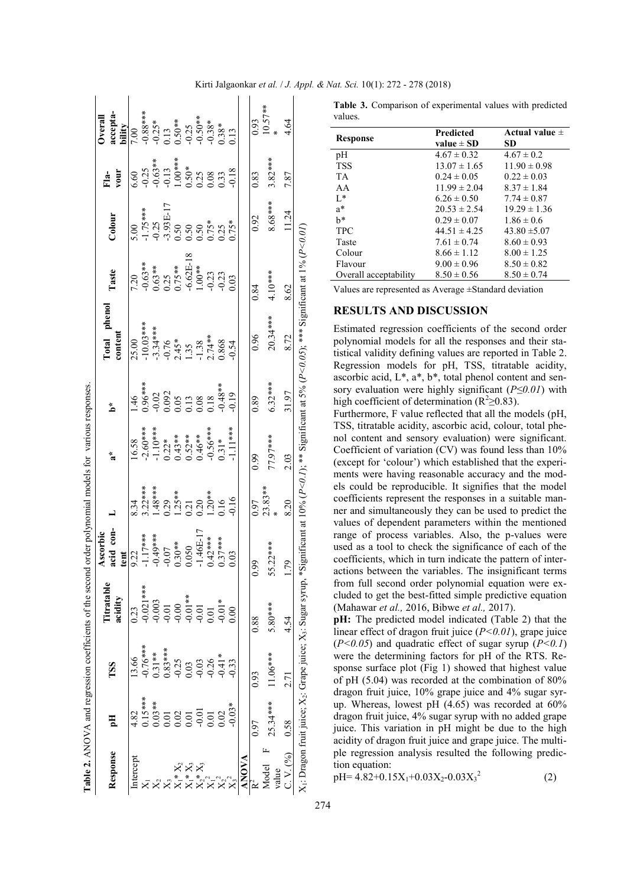**Table 2.** ANOVA and regression coefficients of the second order polynomial models for various responses.

| Response | pH | TSS | Titratable acidity | Ascorbic acid content | L | a* | b* | Total phenol content | Taste | Colour | Flavour | Overall acceptability |
|---|---|---|---|---|---|---|---|---|---|---|---|---|
| Intercept | 4.82 | 13.66 | 0.23 | 9.22 | 8.34 | 16.58 | 1.46 | 25.00 | 7.20 | 5.00 | 6.60 | 7.00 |
| $X_1$ | 0.15*** | -0.76*** | -0.021*** | -1.17*** | 3.22*** | -2.60*** | 0.96*** | -10.03*** | -0.63** | -1.75*** | -0.25 | -0.88*** |
| $X_2$ | 0.03** | 0.31** | -0.003 | -0.49*** | 1.48*** | -1.10*** | -0.02 | -3.34*** | 0.63** | -0.25 | -0.63** | -0.25* |
| $X_3$ | 0.01 | 0.83*** | -0.01 | -0.07 | 0.29 | 0.22* | 0.092 | -0.76 | 0.25 | -3.93E-17 | -0.13 | 0.13 |
| $X_1 * X_2$ | 0.02 | -0.25 | -0.00 | 0.30** | 1.25** | 0.43** | 0.05 | 2.45* | 0.75** | 0.50 | 1.00*** | 0.50** |
| $X_1 * X_3$ | 0.01 | 0.03 | -0.01** | 0.050 | 0.21 | 0.52** | 0.13 | 1.35 | -6.62E-18 | 0.50 | 0.50* | -0.25 |
| $X_2 * X_3$ | -0.01 | -0.03 | -0.01 | -1.46E-17 | 0.20 | 0.46** | 0.08 | -1.38 | 1.00** | 0.50 | 0.25 | -0.50** |
| $X_1^2$ | 0.01 | -0.26 | 0.01 | 0.42*** | 1.20** | -0.56*** | 0.18 | 2.74** | -0.23 | 0.75* | 0.08 | -0.38* |
| $X_2^2$ | 0.02 | -0.41* | -0.01* | 0.37*** | 0.16 | 0.31* | -0.48** | 0.868 | -0.23 | 0.25 | 0.33 | 0.38* |
| $X_3^2$ | -0.03* | -0.33 | 0.00 | 0.03 | -0.16 | -1.11*** | -0.19 | -0.54 | 0.03 | 0.75* | -0.18 | 0.13 |
| **ANOVA** | | | | | | | | | | | | |
| $R^2$ | 0.97 | 0.93 | 0.88 | 0.99 | 0.97 | 0.99 | 0.89 | 0.96 | 0.84 | 0.92 | 0.83 | 0.93 |
| Model F value | 25.34*** | 11.06*** | 5.80*** | 55.22*** | 23.83*** | 77.97*** | 6.32*** | 20.34*** | 4.10*** | 8.68*** | 3.82*** | 10.57*** |
| C. V. (%) | 0.58 | 2.71 | 4.54 | 1.79 | 8.20 | 2.03 | 31.97 | 8.72 | 8.62 | 11.24 | 7.87 | 4.64 |

$X_1$: Dragon fruit juice; $X_2$: Grape juice; $X_3$: Sugar syrup, *Significant at 10% ($P<0.1$); ** Significant at 5% ($P<0.05$); *** Significant at 1% ($P<0.01$)

**Table 3.** Comparison of experimental values with predicted values.

| Response | Predicted value ± SD | Actual value ± SD |
|---|---|---|
| pH | 4.67 ± 0.32 | 4.67 ± 0.2 |
| TSS | 13.07 ± 1.65 | 11.90 ± 0.98 |
| TA | 0.24 ± 0.05 | 0.22 ± 0.03 |
| AA | 11.99 ± 2.04 | 8.37 ± 1.84 |
| L* | 6.26 ± 0.50 | 7.74 ± 0.87 |
| a* | 20.53 ± 2.54 | 19.29 ± 1.36 |
| b* | 0.29 ± 0.07 | 1.86 ± 0.6 |
| TPC | 44.51 ± 4.25 | 43.80 ±5.07 |
| Taste | 7.61 ± 0.74 | 8.60 ± 0.93 |
| Colour | 8.66 ± 1.12 | 8.00 ± 1.25 |
| Flavour | 9.00 ± 0.96 | 8.50 ± 0.82 |
| Overall acceptability | 8.50 ± 0.56 | 8.50 ± 0.74 |

Values are represented as Average ±Standard deviation

## RESULTS AND DISCUSSION

Estimated regression coefficients of the second order polynomial models for all the responses and their statistical validity defining values are reported in Table 2. Regression models for pH, TSS, titratable acidity, ascorbic acid, L*, a*, b*, total phenol content and sensory evaluation were highly significant ($P\leq0.01$) with high coefficient of determination ($R^2\geq0.83$).

Furthermore, F value reflected that all the models (pH, TSS, titratable acidity, ascorbic acid, colour, total phenol content and sensory evaluation) were significant. Coefficient of variation (CV) was found less than 10% (except for 'colour') which established that the experiments were having reasonable accuracy and the models could be reproducible. It signifies that the model coefficients represent the responses in a suitable manner and simultaneously they can be used to predict the values of dependent parameters within the mentioned range of process variables. Also, the p-values were used as a tool to check the significance of each of the coefficients, which in turn indicate the pattern of interactions between the variables. The insignificant terms from full second order polynomial equation were excluded to get the best-fitted simple predictive equation (Mahawar *et al.,* 2016, Bibwe *et al.,* 2017).

**pH:** The predicted model indicated (Table 2) that the linear effect of dragon fruit juice ($P<0.01$), grape juice ($P<0.05$) and quadratic effect of sugar syrup ($P<0.1$) were the determining factors for pH of the RTS. Response surface plot (Fig 1) showed that highest value of pH (5.04) was recorded at the combination of 80% dragon fruit juice, 10% grape juice and 4% sugar syrup. Whereas, lowest pH (4.65) was recorded at 60% dragon fruit juice, 4% sugar syrup with no added grape juice. This variation in pH might be due to the high acidity of dragon fruit juice and grape juice. The multiple regression analysis resulted the following prediction equation:

$$pH= 4.82+0.15X_1+0.03X_2-0.03X_3^2 \quad (2)$$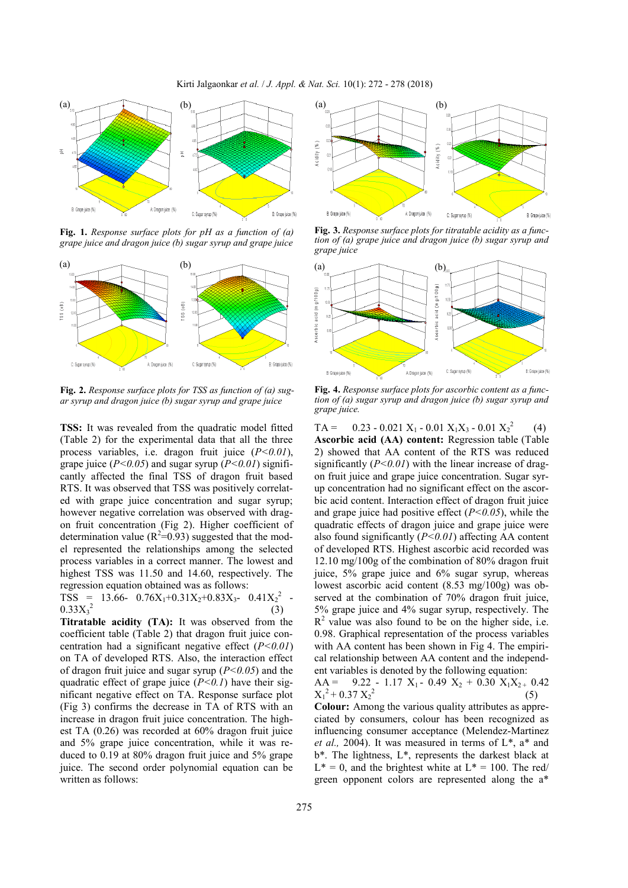**Fig. 1.** *Response surface plots for pH as a function of (a) grape juice and dragon juice (b) sugar syrup and grape juice*

**Fig. 2.** *Response surface plots for TSS as function of (a) sugar syrup and dragon juice (b) sugar syrup and grape juice*

**TSS:** It was revealed from the quadratic model fitted (Table 2) for the experimental data that all the three process variables, i.e. dragon fruit juice (*P<0.01*), grape juice (*P<0.05*) and sugar syrup (*P<0.01*) significantly affected the final TSS of dragon fruit based RTS. It was observed that TSS was positively correlated with grape juice concentration and sugar syrup; however negative correlation was observed with dragon fruit concentration (Fig 2). Higher coefficient of determination value ($R^2$=0.93) suggested that the model represented the relationships among the selected process variables in a correct manner. The lowest and highest TSS was 11.50 and 14.60, respectively. The regression equation obtained was as follows:

$$TSS = 13.66 - 0.76X_1 + 0.31X_2 + 0.83X_3 - 0.41X_2^2 - 0.33X_3^2 \quad (3)$$

**Titratable acidity (TA):** It was observed from the coefficient table (Table 2) that dragon fruit juice concentration had a significant negative effect (*P<0.01*) on TA of developed RTS. Also, the interaction effect of dragon fruit juice and sugar syrup (*P<0.05*) and the quadratic effect of grape juice (*P<0.1*) have their significant negative effect on TA. Response surface plot (Fig 3) confirms the decrease in TA of RTS with an increase in dragon fruit juice concentration. The highest TA (0.26) was recorded at 60% dragon fruit juice and 5% grape juice concentration, while it was reduced to 0.19 at 80% dragon fruit juice and 5% grape juice. The second order polynomial equation can be written as follows:

**Fig. 3.** *Response surface plots for titratable acidity as a function of (a) grape juice and dragon juice (b) sugar syrup and grape juice*

**Fig. 4.** *Response surface plots for ascorbic content as a function of (a) sugar syrup and dragon juice (b) sugar syrup and grape juice.*

$$TA = 0.23 - 0.021\,X_1 - 0.01\,X_1X_3 - 0.01\,X_2^2 \quad (4)$$

**Ascorbic acid (AA) content:** Regression table (Table 2) showed that AA content of the RTS was reduced significantly (*P<0.01*) with the linear increase of dragon fruit juice and grape juice concentration. Sugar syrup concentration had no significant effect on the ascorbic acid content. Interaction effect of dragon fruit juice and grape juice had positive effect (*P<0.05*), while the quadratic effects of dragon juice and grape juice were also found significantly (*P<0.01*) affecting AA content of developed RTS. Highest ascorbic acid recorded was 12.10 mg/100g of the combination of 80% dragon fruit juice, 5% grape juice and 6% sugar syrup, whereas lowest ascorbic acid content (8.53 mg/100g) was observed at the combination of 70% dragon fruit juice, 5% grape juice and 4% sugar syrup, respectively. The $R^2$ value was also found to be on the higher side, i.e. 0.98. Graphical representation of the process variables with AA content has been shown in Fig 4. The empirical relationship between AA content and the independent variables is denoted by the following equation:

$$AA = 9.22 - 1.17\,X_1 - 0.49\,X_2 + 0.30\,X_1X_2 + 0.42\,X_1^2 + 0.37\,X_2^2 \quad (5)$$

**Colour:** Among the various quality attributes as appreciated by consumers, colour has been recognized as influencing consumer acceptance (Melendez-Martinez *et al.,* 2004). It was measured in terms of L*, a* and b*. The lightness, L*, represents the darkest black at L* = 0, and the brightest white at L* = 100. The red/green opponent colors are represented along the a*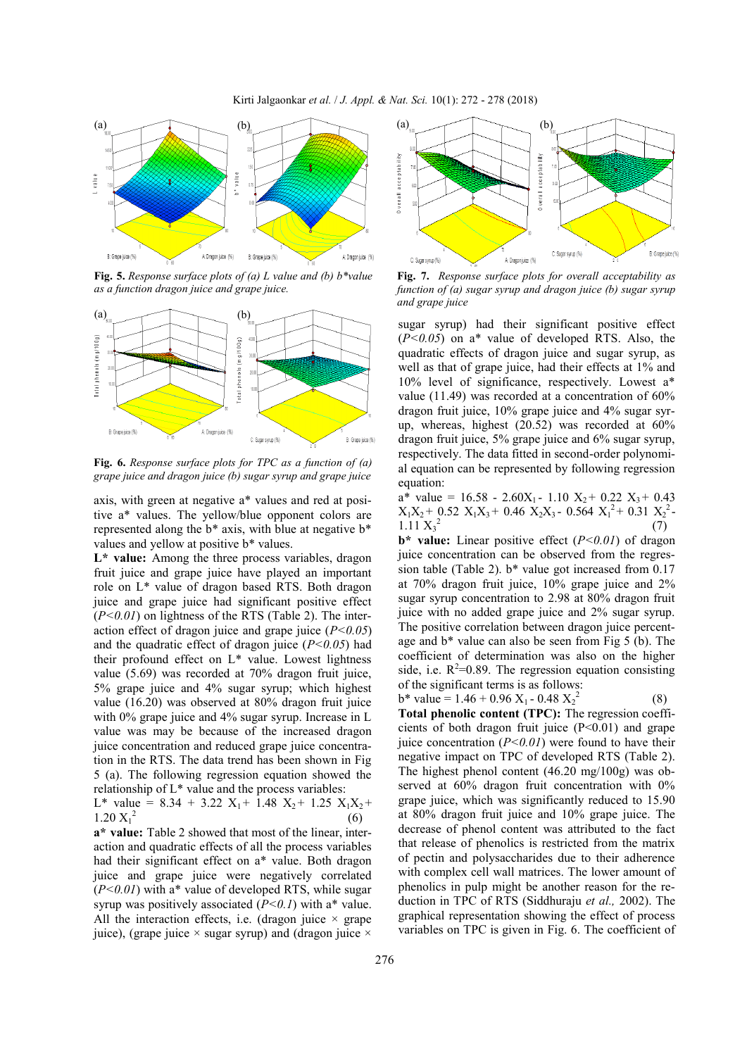**Fig. 5.** *Response surface plots of (a) L value and (b) b*value as a function dragon juice and grape juice.*

**Fig. 6.** *Response surface plots for TPC as a function of (a) grape juice and dragon juice (b) sugar syrup and grape juice*

axis, with green at negative a* values and red at positive a* values. The yellow/blue opponent colors are represented along the b* axis, with blue at negative b* values and yellow at positive b* values.

**L* value:** Among the three process variables, dragon fruit juice and grape juice have played an important role on L* value of dragon based RTS. Both dragon juice and grape juice had significant positive effect (*P<0.01*) on lightness of the RTS (Table 2). The interaction effect of dragon juice and grape juice (*P<0.05*) and the quadratic effect of dragon juice (*P<0.05*) had their profound effect on L* value. Lowest lightness value (5.69) was recorded at 70% dragon fruit juice, 5% grape juice and 4% sugar syrup; which highest value (16.20) was observed at 80% dragon fruit juice with 0% grape juice and 4% sugar syrup. Increase in L value was may be because of the increased dragon juice concentration and reduced grape juice concentration in the RTS. The data trend has been shown in Fig 5 (a). The following regression equation showed the relationship of L* value and the process variables:

$$L^* \text{ value} = 8.34 + 3.22\ X_1 + 1.48\ X_2 + 1.25\ X_1X_2 + 1.20\ X_1^2 \quad (6)$$

**a* value:** Table 2 showed that most of the linear, interaction and quadratic effects of all the process variables had their significant effect on a* value. Both dragon juice and grape juice were negatively correlated (*P<0.01*) with a* value of developed RTS, while sugar syrup was positively associated (*P<0.1*) with a* value. All the interaction effects, i.e. (dragon juice × grape juice), (grape juice × sugar syrup) and (dragon juice × sugar syrup) had their significant positive effect (*P<0.05*) on a* value of developed RTS. Also, the quadratic effects of dragon juice and sugar syrup, as well as that of grape juice, had their effects at 1% and 10% level of significance, respectively. Lowest a* value (11.49) was recorded at a concentration of 60% dragon fruit juice, 10% grape juice and 4% sugar syrup, whereas, highest (20.52) was recorded at 60% dragon fruit juice, 5% grape juice and 6% sugar syrup, respectively. The data fitted in second-order polynomial equation can be represented by following regression equation:

$$a^* \text{ value} = 16.58 - 2.60X_1 - 1.10\ X_2 + 0.22\ X_3 + 0.43\ X_1X_2 + 0.52\ X_1X_3 + 0.46\ X_2X_3 - 0.564\ X_1^2 + 0.31\ X_2^2 - 1.11\ X_3^2 \quad (7)$$

**b* value:** Linear positive effect (*P<0.01*) of dragon juice concentration can be observed from the regression table (Table 2). b* value got increased from 0.17 at 70% dragon fruit juice, 10% grape juice and 2% sugar syrup concentration to 2.98 at 80% dragon fruit juice with no added grape juice and 2% sugar syrup. The positive correlation between dragon juice percentage and b* value can also be seen from Fig 5 (b). The coefficient of determination was also on the higher side, i.e. $R^2$=0.89. The regression equation consisting of the significant terms is as follows:

$$b^* \text{ value} = 1.46 + 0.96\ X_1 - 0.48\ X_2^2 \quad (8)$$

**Total phenolic content (TPC):** The regression coefficients of both dragon fruit juice (P<0.01) and grape juice concentration (*P<0.01*) were found to have their negative impact on TPC of developed RTS (Table 2). The highest phenol content (46.20 mg/100g) was observed at 60% dragon fruit concentration with 0% grape juice, which was significantly reduced to 15.90 at 80% dragon fruit juice and 10% grape juice. The decrease of phenol content was attributed to the fact that release of phenolics is restricted from the matrix of pectin and polysaccharides due to their adherence with complex cell wall matrices. The lower amount of phenolics in pulp might be another reason for the reduction in TPC of RTS (Siddhuraju *et al.,* 2002). The graphical representation showing the effect of process variables on TPC is given in Fig. 6. The coefficient of

**Fig. 7.** *Response surface plots for overall acceptability as function of (a) sugar syrup and dragon juice (b) sugar syrup and grape juice*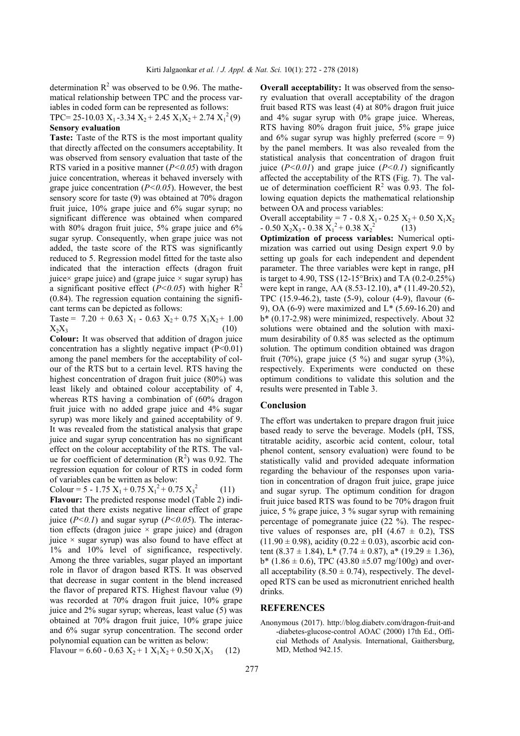determination $R^2$ was observed to be 0.96. The mathematical relationship between TPC and the process variables in coded form can be represented as follows:

$$TPC = 25 - 10.03\ X_1 - 3.34\ X_2 + 2.45\ X_1X_2 + 2.74\ X_1^2 \quad (9)$$

**Sensory evaluation**

**Taste:** Taste of the RTS is the most important quality that directly affected on the consumers acceptability. It was observed from sensory evaluation that taste of the RTS varied in a positive manner ($P<0.05$) with dragon juice concentration, whereas it behaved inversely with grape juice concentration ($P<0.05$). However, the best sensory score for taste (9) was obtained at 70% dragon fruit juice, 10% grape juice and 6% sugar syrup; no significant difference was obtained when compared with 80% dragon fruit juice, 5% grape juice and 6% sugar syrup. Consequently, when grape juice was not added, the taste score of the RTS was significantly reduced to 5. Regression model fitted for the taste also indicated that the interaction effects (dragon fruit juice× grape juice) and (grape juice × sugar syrup) has a significant positive effect ($P<0.05$) with higher $R^2$ (0.84). The regression equation containing the significant terms can be depicted as follows:

$$Taste = 7.20 + 0.63\ X_1 - 0.63\ X_2 + 0.75\ X_1X_2 + 1.00\ X_2X_3 \quad (10)$$

**Colour:** It was observed that addition of dragon juice concentration has a slightly negative impact ($P<0.01$) among the panel members for the acceptability of colour of the RTS but to a certain level. RTS having the highest concentration of dragon fruit juice (80%) was least likely and obtained colour acceptability of 4, whereas RTS having a combination of (60% dragon fruit juice with no added grape juice and 4% sugar syrup) was more likely and gained acceptability of 9. It was revealed from the statistical analysis that grape juice and sugar syrup concentration has no significant effect on the colour acceptability of the RTS. The value for coefficient of determination ($R^2$) was 0.92. The regression equation for colour of RTS in coded form of variables can be written as below:

$$Colour = 5 - 1.75\ X_1 + 0.75\ X_1^2 + 0.75\ X_3^2 \quad (11)$$

**Flavour:** The predicted response model (Table 2) indicated that there exists negative linear effect of grape juice ($P<0.1$) and sugar syrup ($P<0.05$). The interaction effects (dragon juice × grape juice) and (dragon juice × sugar syrup) was also found to have effect at 1% and 10% level of significance, respectively. Among the three variables, sugar played an important role in flavor of dragon based RTS. It was observed that decrease in sugar content in the blend increased the flavor of prepared RTS. Highest flavour value (9) was recorded at 70% dragon fruit juice, 10% grape juice and 2% sugar syrup; whereas, least value (5) was obtained at 70% dragon fruit juice, 10% grape juice and 6% sugar syrup concentration. The second order polynomial equation can be written as below:

$$Flavour = 6.60 - 0.63\ X_2 + 1\ X_1X_2 + 0.50\ X_1X_3 \quad (12)$$

**Overall acceptability:** It was observed from the sensory evaluation that overall acceptability of the dragon fruit based RTS was least (4) at 80% dragon fruit juice and 4% sugar syrup with 0% grape juice. Whereas, RTS having 80% dragon fruit juice, 5% grape juice and 6% sugar syrup was highly preferred (score = 9) by the panel members. It was also revealed from the statistical analysis that concentration of dragon fruit juice ($P<0.01$) and grape juice ($P<0.1$) significantly affected the acceptability of the RTS (Fig. 7). The value of determination coefficient $R^2$ was 0.93. The following equation depicts the mathematical relationship between OA and process variables:

$$Overall\ acceptability = 7 - 0.8\ X_1 - 0.25\ X_2 + 0.50\ X_1X_2 - 0.50\ X_2X_3 - 0.38\ X_1^2 + 0.38\ X_2^2 \quad (13)$$

**Optimization of process variables:** Numerical optimization was carried out using Design expert 9.0 by setting up goals for each independent and dependent parameter. The three variables were kept in range, pH is target to 4.90, TSS (12-15°Brix) and TA (0.2-0.25%) were kept in range, AA (8.53-12.10), a* (11.49-20.52), TPC (15.9-46.2), taste (5-9), colour (4-9), flavour (6-9), OA (6-9) were maximized and L* (5.69-16.20) and b* (0.17-2.98) were minimized, respectively. About 32 solutions were obtained and the solution with maximum desirability of 0.85 was selected as the optimum solution. The optimum condition obtained was dragon fruit (70%), grape juice (5 %) and sugar syrup (3%), respectively. Experiments were conducted on these optimum conditions to validate this solution and the results were presented in Table 3.

## Conclusion

The effort was undertaken to prepare dragon fruit juice based ready to serve the beverage. Models (pH, TSS, titratable acidity, ascorbic acid content, colour, total phenol content, sensory evaluation) were found to be statistically valid and provided adequate information regarding the behaviour of the responses upon variation in concentration of dragon fruit juice, grape juice and sugar syrup. The optimum condition for dragon fruit juice based RTS was found to be 70% dragon fruit juice, 5 % grape juice, 3 % sugar syrup with remaining percentage of pomegranate juice (22 %). The respective values of responses are, pH (4.67 ± 0.2), TSS (11.90 ± 0.98), acidity (0.22 ± 0.03), ascorbic acid content (8.37 ± 1.84), L* (7.74 ± 0.87), a* (19.29 ± 1.36), b* (1.86 ± 0.6), TPC (43.80 ±5.07 mg/100g) and overall acceptability (8.50 ± 0.74), respectively. The developed RTS can be used as micronutrient enriched health drinks.

## REFERENCES

Anonymous (2017). http://blog.diabetv.com/dragon-fruit-and-diabetes-glucose-control AOAC (2000) 17th Ed., Official Methods of Analysis. International, Gaithersburg, MD, Method 942.15.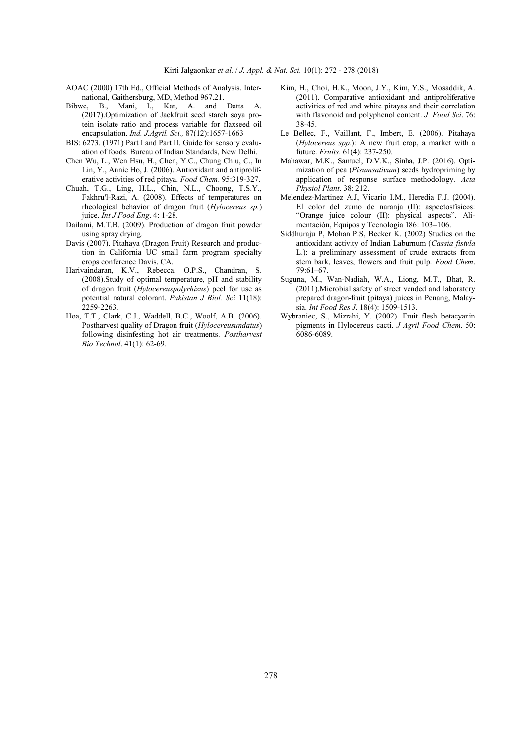AOAC (2000) 17th Ed., Official Methods of Analysis. International, Gaithersburg, MD, Method 967.21.

Bibwe, B., Mani, I., Kar, A. and Datta A. (2017).Optimization of Jackfruit seed starch soya protein isolate ratio and process variable for flaxseed oil encapsulation. *Ind. J.Agril. Sci.,* 87(12):1657-1663

BIS: 6273. (1971) Part I and Part II. Guide for sensory evaluation of foods. Bureau of Indian Standards, New Delhi.

Chen Wu, L., Wen Hsu, H., Chen, Y.C., Chung Chiu, C., In Lin, Y., Annie Ho, J. (2006). Antioxidant and antiproliferative activities of red pitaya. *Food Chem*. 95:319-327.

Chuah, T.G., Ling, H.L., Chin, N.L., Choong, T.S.Y., Fakhru'l-Razi, A. (2008). Effects of temperatures on rheological behavior of dragon fruit (*Hylocereus sp.*) juice. *Int J Food Eng*. 4: 1-28.

Dailami, M.T.B. (2009). Production of dragon fruit powder using spray drying.

Davis (2007). Pitahaya (Dragon Fruit) Research and production in California UC small farm program specialty crops conference Davis, CA.

Harivaindaran, K.V., Rebecca, O.P.S., Chandran, S. (2008).Study of optimal temperature, pH and stability of dragon fruit (*Hylocereuspolyrhizus*) peel for use as potential natural colorant. *Pakistan J Biol. Sci* 11(18): 2259-2263.

Hoa, T.T., Clark, C.J., Waddell, B.C., Woolf, A.B. (2006). Postharvest quality of Dragon fruit (*Hylocereusundatus*) following disinfesting hot air treatments. *Postharvest Bio Technol*. 41(1): 62-69.

Kim, H., Choi, H.K., Moon, J.Y., Kim, Y.S., Mosaddik, A. (2011). Comparative antioxidant and antiproliferative activities of red and white pitayas and their correlation with flavonoid and polyphenol content. *J Food Sci*. 76: 38-45.

Le Bellec, F., Vaillant, F., Imbert, E. (2006). Pitahaya (*Hylocereus spp*.): A new fruit crop, a market with a future. *Fruits*. 61(4): 237-250.

Mahawar, M.K., Samuel, D.V.K., Sinha, J.P. (2016). Optimization of pea (*Pisumsativum*) seeds hydropriming by application of response surface methodology. *Acta Physiol Plant*. 38: 212.

Melendez-Martinez A.J, Vicario I.M., Heredia F.J. (2004). El color del zumo de naranja (II): aspectosfísicos: "Orange juice colour (II): physical aspects". Alimentación, Equipos y Tecnología 186: 103–106.

Siddhuraju P, Mohan P.S, Becker K. (2002) Studies on the antioxidant activity of Indian Laburnum (*Cassia fistula* L.): a preliminary assessment of crude extracts from stem bark, leaves, flowers and fruit pulp. *Food Chem*. 79:61–67.

Suguna, M., Wan-Nadiah, W.A., Liong, M.T., Bhat, R. (2011).Microbial safety of street vended and laboratory prepared dragon-fruit (pitaya) juices in Penang, Malaysia. *Int Food Res J*. 18(4): 1509-1513.

Wybraniec, S., Mizrahi, Y. (2002). Fruit flesh betacyanin pigments in Hylocereus cacti. *J Agril Food Chem*. 50: 6086-6089.